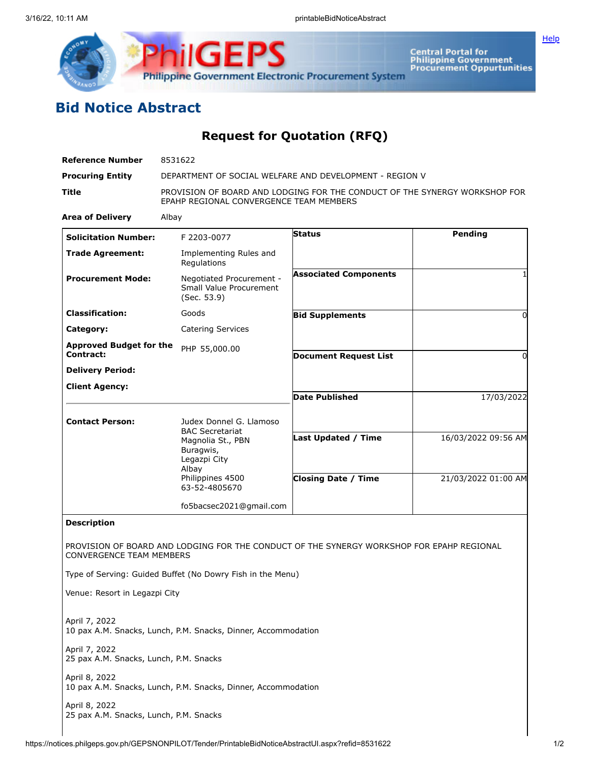# Bid Notice Abstract

## Request for Quotation (RFQ)

| | |
|---|---|
| **Reference Number** | 8531622 |
| **Procuring Entity** | DEPARTMENT OF SOCIAL WELFARE AND DEVELOPMENT - REGION V |
| **Title** | PROVISION OF BOARD AND LODGING FOR THE CONDUCT OF THE SYNERGY WORKSHOP FOR EPAHP REGIONAL CONVERGENCE TEAM MEMBERS |
| **Area of Delivery** | Albay |

| | | | |
|---|---|---|---|
| **Solicitation Number:** | F 2203-0077 | **Status** | Pending |
| **Trade Agreement:** | Implementing Rules and Regulations | | |
| **Procurement Mode:** | Negotiated Procurement - Small Value Procurement (Sec. 53.9) | **Associated Components** | 1 |
| **Classification:** | Goods | **Bid Supplements** | 0 |
| **Category:** | Catering Services | | |
| **Approved Budget for the Contract:** | PHP 55,000.00 | **Document Request List** | 0 |
| **Delivery Period:** | | | |
| **Client Agency:** | | **Date Published** | 17/03/2022 |
| **Contact Person:** | Judex Donnel G. Llamoso<br>BAC Secretariat<br>Magnolia St., PBN<br>Buragwis,<br>Legazpi City<br>Albay<br>Philippines 4500<br>63-52-4805670<br><br>fo5bacsec2021@gmail.com | **Last Updated / Time** | 16/03/2022 09:56 AM |
| | | **Closing Date / Time** | 21/03/2022 01:00 AM |

**Description**

PROVISION OF BOARD AND LODGING FOR THE CONDUCT OF THE SYNERGY WORKSHOP FOR EPAHP REGIONAL CONVERGENCE TEAM MEMBERS

Type of Serving: Guided Buffet (No Dowry Fish in the Menu)

Venue: Resort in Legazpi City

April 7, 2022
10 pax A.M. Snacks, Lunch, P.M. Snacks, Dinner, Accommodation

April 7, 2022
25 pax A.M. Snacks, Lunch, P.M. Snacks

April 8, 2022
10 pax A.M. Snacks, Lunch, P.M. Snacks, Dinner, Accommodation

April 8, 2022
25 pax A.M. Snacks, Lunch, P.M. Snacks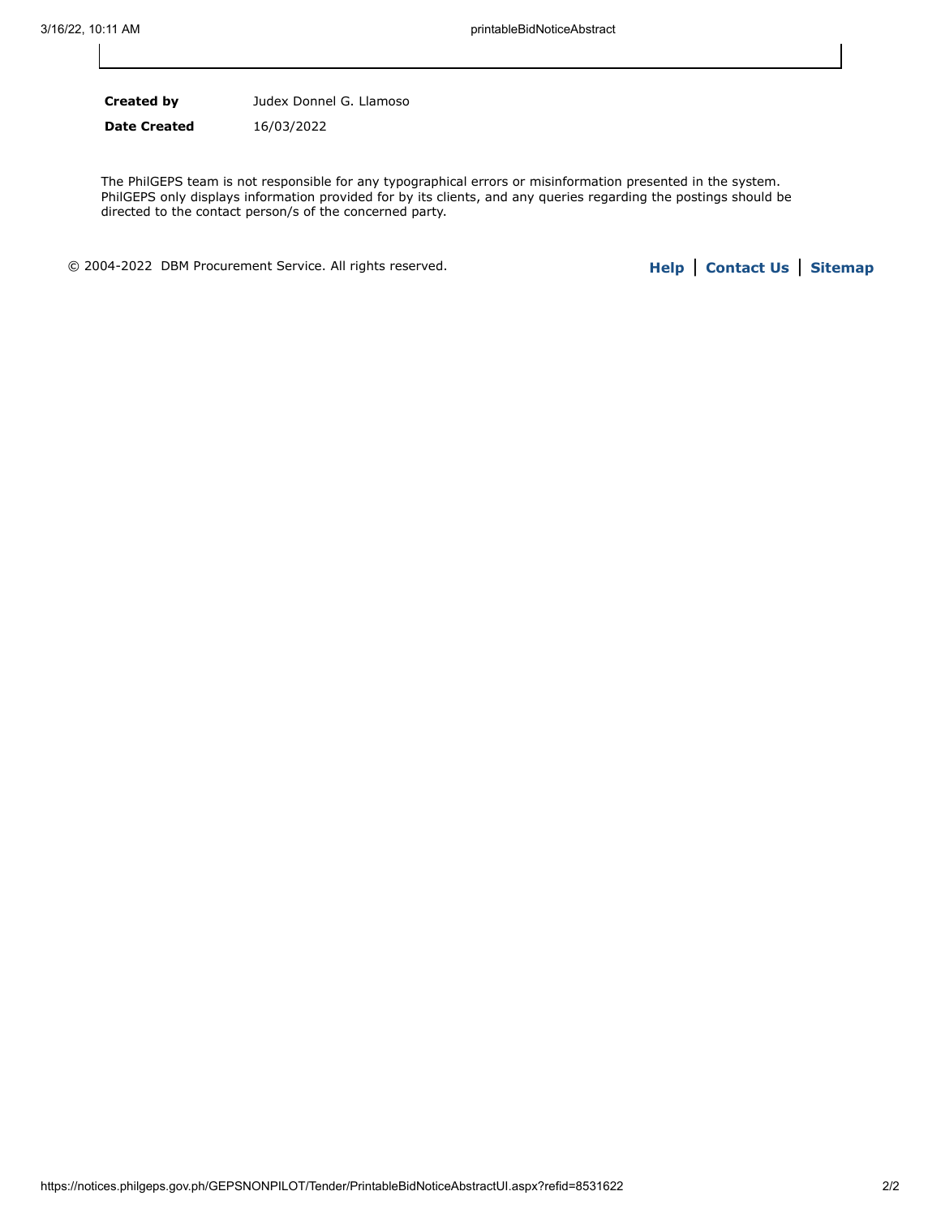| | |
|---|---|
| **Created by** | Judex Donnel G. Llamoso |
| **Date Created** | 16/03/2022 |

The PhilGEPS team is not responsible for any typographical errors or misinformation presented in the system. PhilGEPS only displays information provided for by its clients, and any queries regarding the postings should be directed to the contact person/s of the concerned party.

© 2004-2022 DBM Procurement Service. All rights reserved.

**Help** | **Contact Us** | **Sitemap**